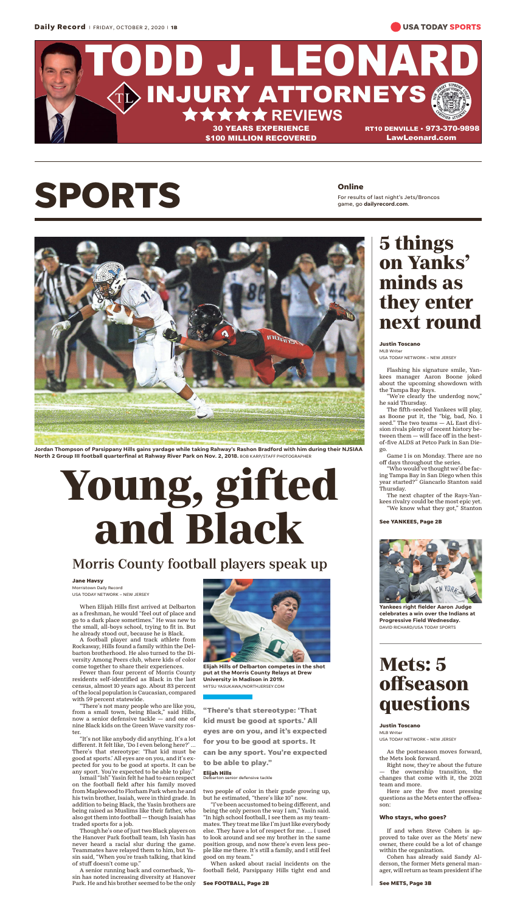TODD J. LEONARD INJURY ATTORNEYS
★★★★★ REVIEWS
30 YEARS EXPERIENCE
$100 MILLION RECOVERED
RT10 DENVILLE • 973-370-9898
LawLeonard.com

# SPORTS

**Online**

For results of last night's Jets/Broncos game, go **dailyrecord.com**.

Jordan Thompson of Parsippany Hills gains yardage while taking Rahway's Rashon Bradford with him during their NJSIAA North 2 Group III football quarterfinal at Rahway River Park on Nov. 2, 2018. BOB KARP/STAFF PHOTOGRAPHER

# Young, gifted and Black

## Morris County football players speak up

**Jane Havsy**
Morristown Daily Record
USA TODAY NETWORK – NEW JERSEY

When Elijah Hills first arrived at Delbarton as a freshman, he would "feel out of place and go to a dark place sometimes." He was new to the small, all-boys school, trying to fit in. But he already stood out, because he is Black.

A football player and track athlete from Rockaway, Hills found a family within the Delbarton brotherhood. He also turned to the Diversity Among Peers club, where kids of color come together to share their experiences.

Fewer than four percent of Morris County residents self-identified as Black in the last census, almost 10 years ago. About 83 percent of the local population is Caucasian, compared with 59 percent statewide.

"There's not many people who are like you, from a small town, being Black," said Hills, now a senior defensive tackle — and one of nine Black kids on the Green Wave varsity roster.

"It's not like anybody did anything. It's a lot different. It felt like, 'Do I even belong here?' ... There's that stereotype: 'That kid must be good at sports.' All eyes are on you, and it's expected for you to be good at sports. It can be any sport. You're expected to be able to play."

Ismail "Ish" Yasin felt he had to earn respect on the football field after his family moved from Maplewood to Florham Park when he and his twin brother, Isaiah, were in third grade. In addition to being Black, the Yasin brothers are being raised as Muslims like their father, who also got them into football — though Isaiah has traded sports for a job.

Though he's one of just two Black players on the Hanover Park football team, Ish Yasin has never heard a racial slur during the game. Teammates have relayed them to him, but Yasin said, "When you're trash talking, that kind of stuff doesn't come up."

A senior running back and cornerback, Yasin has noted increasing diversity at Hanover Park. He and his brother seemed to be the only two people of color in their grade growing up, but he estimated, "there's like 10" now.

"I've been accustomed to being different, and being the only person the way I am," Yasin said. "In high school football, I see them as my teammates. They treat me like I'm just like everybody else. They have a lot of respect for me. ... I used to look around and see my brother in the same position group, and now there's even less people like me there. It's still a family, and I still feel good on my team."

When asked about racial incidents on the football field, Parsippany Hills tight end and

**See FOOTBALL, Page 2B**

Elijah Hills of Delbarton competes in the shot put at the Morris County Relays at Drew University in Madison in 2019. MITSU YASUKAWA/NORTHJERSEY.COM

> "There's that stereotype: 'That kid must be good at sports.' All eyes are on you, and it's expected for you to be good at sports. It can be any sport. You're expected to be able to play."
>
> **Elijah Hills**
> Delbarton senior defensive tackle

# 5 things on Yanks' minds as they enter next round

**Justin Toscano**
MLB Writer
USA TODAY NETWORK – NEW JERSEY

Flashing his signature smile, Yankees manager Aaron Boone joked about the upcoming showdown with the Tampa Bay Rays.

"We're clearly the underdog now," he said Thursday.

The fifth-seeded Yankees will play, as Boone put it, the "big, bad, No. 1 seed." The two teams — AL East division rivals plenty of recent history between them — will face off in the best-of-five ALDS at Petco Park in San Diego.

Game 1 is on Monday. There are no off days throughout the series.

"Who would've thought we'd be facing Tampa Bay in San Diego when this year started?" Giancarlo Stanton said Thursday.

The next chapter of the Rays-Yankees rivalry could be the most epic yet.

"We know what they got," Stanton

**See YANKEES, Page 2B**

Yankees right fielder Aaron Judge celebrates a win over the Indians at Progressive Field Wednesday. DAVID RICHARD/USA TODAY SPORTS

# Mets: 5 offseason questions

**Justin Toscano**
MLB Writer
USA TODAY NETWORK – NEW JERSEY

As the postseason moves forward, the Mets look forward.

Right now, they're about the future — the ownership transition, the changes that come with it, the 2021 team and more.

Here are the five most pressing questions as the Mets enter the offseason:

### Who stays, who goes?

If and when Steve Cohen is approved to take over as the Mets' new owner, there could be a lot of change within the organization.

Cohen has already said Sandy Alderson, the former Mets general manager, will return as team president if he

**See METS, Page 3B**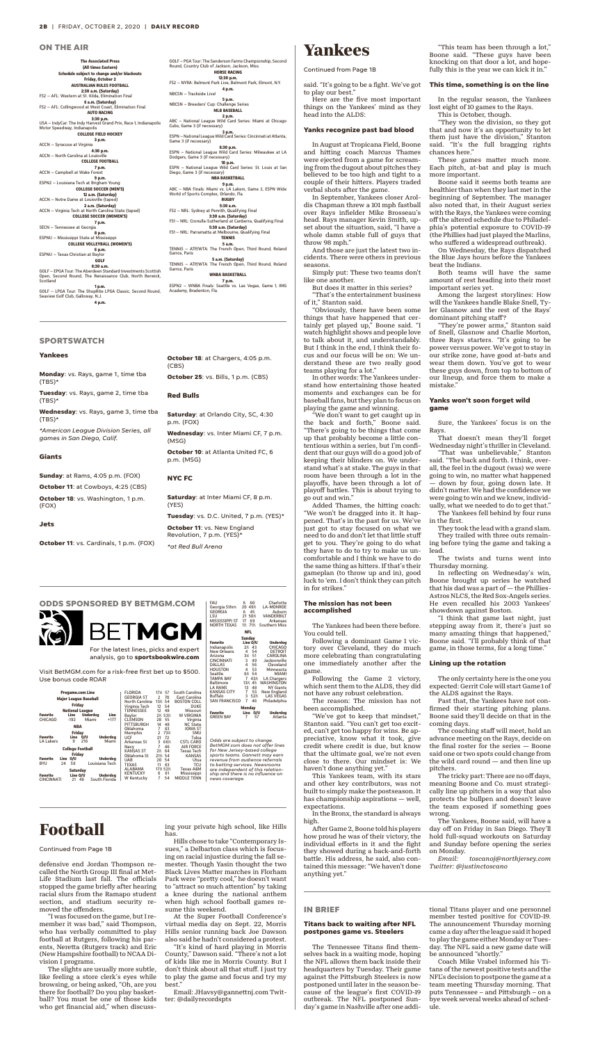## ON THE AIR

**The Associated Press**
**(All times Eastern)**
**Schedule subject to change and/or blackouts**
**Friday, October 2**

**AUSTRALIAN RULES FOOTBALL**
**2:30 a.m. (Saturday)**
FS2 – AFL: Western at St. Kilda, Elimination Final
**6 a.m. (Saturday)**
FS2 – AFL: Collingwood at West Coast, Elimination Final

**AUTO RACING**
**3:30 p.m.**
USA – IndyCar: The Indy Harvest Grand Prix, Race 1, Indianapolis Motor Speedway, Indianapolis

**COLLEGE FIELD HOCKEY**
**3 p.m.**
ACCN – Syracuse at Virginia
**4:30 p.m.**
ACCN – North Carolina at Louisville

**COLLEGE FOOTBALL**
**7 p.m.**
ACCN – Campbell at Wake Forest
**9 p.m.**
ESPN2 – Louisiana Tech at Brigham Young

**COLLEGE SOCCER (MEN'S)**
**12 a.m. (Saturday)**
ACCN – Notre Dame at Louisville (taped)
**2 a.m. (Saturday)**
ACCN – Virginia Tech at North Carolina State (taped)

**COLLEGE SOCCER (WOMEN'S)**
**7 p.m.**
SECN – Tennessee at Georgia
**8 p.m.**
ESPNU – Mississippi State at Mississippi

**COLLEGE VOLLEYBALL (WOMEN'S)**
**6 p.m.**
ESPNU – Texas Christian at Baylor

**GOLF**
**6:30 a.m.**
GOLF – EPGA Tour: The Aberdeen Standard Investments Scottish Open, Second Round, The Renaissance Club, North Berwick, Scotland
**1 p.m.**
GOLF – LPGA Tour: The ShopRite LPGA Classic, Second Round, Seaview Golf Club, Galloway, N.J.
**4 p.m.**
GOLF – PGA Tour: The Sanderson Farms Championship, Second Round, Country Club of Jackson, Jackson, Miss.

**HORSE RACING**
**12:30 p.m.**
FS2 – NYRA: Belmont Park Live, Belmont Park, Elmont, N.Y.
**4 p.m.**
NBCSN – Trackside Live!
**5 p.m.**
NBCSN – Breeders' Cup: Challenge Series

**MLB BASEBALL**
**2 p.m.**
ABC – National League Wild Card Series: Miami at Chicago Cubs, Game 3 (if necessary)
**3 p.m.**
ESPN – National League Wild Card Series: Cincinnati at Atlanta, Game 3 (if necessary)
**6:30 p.m.**
ESPN – National League Wild Card Series: Milwaukee at LA Dodgers, Game 3 (if necessary)
**10 p.m.**
ESPN – National League Wild Card Series: St. Louis at San Diego, Game 3 (if necessary)

**NBA BASKETBALL**
**9 p.m.**
ABC – NBA Finals: Miami vs. LA Lakers, Game 2, ESPN Wide World of Sports Complex, Orlando, Fla.

**RUGBY**
**5:30 a.m.**
FS2 – NRL: Sydney at Penrith, Qualifying Final
**3:30 a.m. (Saturday)**
FS1 – NRL: Cronulla-Sutherland at Canberra, Qualifying Final
**5:30 a.m. (Saturday)**
FS1 – NRL: Parramatta at Melbourne, Qualifying Final

**TENNIS**
**5 a.m.**
TENNIS – ATP/WTA: The French Open, Third Round, Roland Garros, Paris
**5 a.m. (Saturday)**
TENNIS – ATP/WTA: The French Open, Third Round, Roland Garros, Paris

**WNBA BASKETBALL**
**7 p.m.**
ESPN2 – WNBA Finals: Seattle vs. Las Vegas, Game 1, IMG Academy, Bradenton, Fla.

## SPORTSWATCH

### Yankees

**Monday**: vs. Rays, game 1, time tba (TBS)*

**Tuesday**: vs. Rays, game 2, time tba (TBS)*

**Wednesday**: vs. Rays, game 3, time tba (TBS)*

*\*American League Division Series, all games in San Diego, Calif.*

### Giants

**Sunday**: at Rams, 4:05 p.m. (FOX)

**October 11**: at Cowboys, 4:25 (CBS)

**October 18**: vs. Washington, 1 p.m. (FOX)

### Jets

**October 11**: vs. Cardinals, 1 p.m. (FOX)

**October 18**: at Chargers, 4:05 p.m. (CBS)

**October 25**: vs. Bills, 1 p.m. (CBS)

### Red Bulls

**Saturday**: at Orlando City, SC, 4:30 p.m. (FOX)

**Wednesday**: vs. Inter Miami CF, 7 p.m. (MSG)

**October 10**: at Atlanta United FC, 6 p.m. (MSG)

### NYC FC

**Saturday**: at Inter Miami CF, 8 p.m. (YES)

**Tuesday**: vs. D.C. United, 7 p.m. (YES)*

**October 11**: vs. New England Revolution, 7 p.m. (YES)*

*\*at Red Bull Arena*

## ODDS SPONSORED BY BETMGM.COM

BETMGM

For the latest lines, picks and expert analysis, go to **sportsbookwire.com**

Visit BetMGM.com for a risk-free first bet up to $500. Use bonus code ROAR

**Pregame.com Line**
**Major League Baseball**
**Friday**
**National League**

| Favorite | Line | Underdog | Line |
|---|---|---|---|
| CHICAGO | -192 | Miami | +177 |

**NBA**
**Friday**

| Favorite | Line | O/U | Underdog |
|---|---|---|---|
| LA Lakers | 9 | 216 | Miami |

**College Football**
**Friday**

| Favorite | Line | O/U | Underdog |
|---|---|---|---|
| BYU | 24 | 59 | Louisiana Tech |

**Saturday**

| Favorite | Line | O/U | Underdog |
|---|---|---|---|
| CINCINNATI | 21 | 46 | South Florida |
| FLORIDA | 17½ | 57 | South Carolina |
| GEORGIA ST | 2 | 70 | East Carolina |
| North Carolina | 13½ | 54 | BOSTON COLL |
| Virginia Tech | 12 | 54 | DUKE |
| TENNESSEE | 12 | 48 | Missouri |
| Baylor | 2½ | 53½ | W VIRGINIA |
| CLEMSON | 28 | 55 | Virginia |
| PITTSBURGH | 14 | 48 | NC State |
| Oklahoma | 7 | 63 | IOWA ST |
| Memphis | 2 | 73½ | SMU |
| UCF | 21 | 72 | Tulsa |
| Arkansas St | 3 | 66½ | CSTL CARO |
| Navy | 7 | 46 | AIR FORCE |
| KANSAS ST | 2½ | 64 | Texas Tech |
| Oklahoma St | 21½ | 64 | KANSAS |
| UAB | 20 | 54 | Utsa |
| TEXAS | 11 | 63 | TCU |
| ALABAMA | 17½ | 52½ | Texas A&M |
| KENTUCKY | 6 | 61 | Mississippi |
| W Kentucky | 7 | 54 | MIDDLE TENN |
| FAU | 6 | 60 | Charlotte |
| Georgia Sthrn | 20 | 49½ | LA-MONROE |
| GEORGIA | 6 | 45 | Auburn |
| LSU | 21 | 50½ | VANDERBILT |
| MISSISSIPPI ST | 17 | 69 | Arkansas |
| NORTH TEXAS | 1½ | 71½ | Southern Miss |

**NFL**
**Sunday**

| Favorite | Line | O/U | Underdog |
|---|---|---|---|
| Indianapolis | 2½ | 43 | CHICAGO |
| New Orleans | 4 | 54 | DETROIT |
| Arizona | 3½ | 51 | CAROLINA |
| CINCINNATI | 3 | 49 | Jacksonville |
| DALLAS | 4 | 56 | Cleveland |
| HOUSTON | 4 | 53 | Minnesota |
| Seattle | 6½ | 54 | MIAMI |
| TAMPA BAY | 7 | 43½ | LA Chargers |
| Baltimore | 13½ | 45 | WASHINGTON |
| LA RAMS | 13 | 48 | NY Giants |
| KANSAS CITY | 7 | 53 | New England |
| Buffalo | 3 | 52½ | LAS VEGAS |
| SAN FRANCISCO | 7 | 46 | Philadelphia |

**Monday**

| Favorite | Line | O/U | Underdog |
|---|---|---|---|
| GREEN BAY | 7 | 57 | Atlanta |

*Odds are subject to change. BetMGM.com does not offer lines for New Jersey-based college sports teams. Gannett may earn revenue from audience referrals to betting services. Newsrooms are independent of this relationship and there is no influence on news coverage.*

# Yankees

Continued from Page 1B

said. "It's going to be a fight. We've got to play our best."

Here are the five most important things on the Yankees' mind as they head into the ALDS:

### Yanks recognize past bad blood

In August at Tropicana Field, Boone and hitting coach Marcus Thames were ejected from a game for screaming from the dugout about pitches they believed to be too high and tight to a couple of their hitters. Players traded verbal shots after the game.

In September, Yankees closer Aroldis Chapman threw a 101 mph fastball over Rays infielder Mike Brosseau's head. Rays manager Kevin Smith, upset about the situation, said, "I have a whole damn stable full of guys that throw 98 mph."

And those are just the latest two incidents. There were others in previous seasons.

Simply put: These two teams don't like one another.

But does it matter in this series?

"That's the entertainment business of it," Stanton said.

"Obviously, there have been some things that have happened that certainly get played up," Boone said. "I watch highlight shows and people love to talk about it, and understandably. But I think in the end, I think their focus and our focus will be on: We understand these are two really good teams playing for a lot."

In other words: The Yankees understand how entertaining those heated moments and exchanges can be for baseball fans, but they plan to focus on playing the game and winning.

"We don't want to get caught up in the back and forth," Boone said. "There's going to be things that come up that probably become a little contentious within a series, but I'm confident that our guys will do a good job of keeping their blinders on. We understand what's at stake. The guys in that room have been through a lot in the playoffs, have been through a lot of playoff battles. This is about trying to go out and win."

Added Thames, the hitting coach: "We won't be dragged into it. It happened. That's in the past for us. We've just got to stay focused on what we need to do and don't let that little stuff get to you. They're going to do what they have to do to try to make us uncomfortable and I think we have to do the same thing as hitters. If that's their gameplan (to throw up and in), good luck to 'em. I don't think they can pitch in for strikes."

### The mission has not been accomplished

The Yankees had been there before. You could tell.

Following a dominant Game 1 victory over Cleveland, they do much more celebrating than congratulating one another immediately after the game.

Following the Game 2 victory, which sent them to the ALDS, they did not have any robust celebration.

The reason: The mission has not been accomplished.

"We've got to keep that mindset," Stanton said. "You can't get too excited, can't get too happy for wins. Be appreciative, know what it took, give credit where credit is due, but know that the ultimate goal, we're not even close to there. Our mindset is: We haven't done anything yet."

This Yankees team, with its stars and other key contributors, was not built to simply make the postseason. It has championship aspirations — well, expectations.

In the Bronx, the standard is always high.

After Game 2, Boone told his players how proud he was of their victory, the individual efforts in it and the fight they showed during a back-and-forth battle. His address, he said, also contained this message: "We haven't done anything yet."

"This team has been through a lot," Boone said. "These guys have been knocking on that door a lot, and hopefully this is the year we can kick it in."

### This time, something is on the line

In the regular season, the Yankees lost eight of 10 games to the Rays.

This is October, though.

"They won the division, so they got that and now it's an opportunity to let them just have the division," Stanton said. "It's the full bragging rights chances here."

These games matter much more. Each pitch, at-bat and play is much more important.

Boone said it seems both teams are healthier than when they last met in the beginning of September. The manager also noted that, in their August series with the Rays, the Yankees were coming off the altered schedule due to Philadelphia's potential exposure to COVID-19 (the Phillies had just played the Marlins, who suffered a widespread outbreak).

On Wednesday, the Rays dispatched the Blue Jays hours before the Yankees beat the Indians.

Both teams will have the same amount of rest heading into their most important series yet.

Among the largest storylines: How will the Yankees handle Blake Snell, Tyler Glasnow and the rest of the Rays' dominant pitching staff?

"They're power arms," Stanton said of Snell, Glasnow and Charlie Morton, three Rays starters. "It's going to be power versus power. We've got to stay in our strike zone, have good at-bats and wear them down. You've got to wear these guys down, from top to bottom of our lineup, and force them to make a mistake."

### Yanks won't soon forget wild game

Sure, the Yankees' focus is on the Rays.

That doesn't mean they'll forget Wednesday night's thriller in Cleveland.

"That was unbelievable," Stanton said. "The back and forth. I think, overall, the feel in the dugout (was) we were going to win, no matter what happened — down by four, going down late. It didn't matter. We had the confidence we were going to win and we knew, individually, what we needed to do to get that."

The Yankees fell behind by four runs in the first.

They took the lead with a grand slam.

They trailed with three outs remaining before tying the game and taking a lead.

The twists and turns went into Thursday morning.

In reflecting on Wednesday's win, Boone brought up series he watched that his dad was a part of — the Phillies-Astros NLCS, the Red Sox-Angels series. He even recalled his 2003 Yankees' showdown against Boston.

"I think that game last night, just stepping away from it, there's just so many amazing things that happened," Boone said. "I'll probably think of that game, in those terms, for a long time."

### Lining up the rotation

The only certainty here is the one you expected: Gerrit Cole will start Game 1 of the ALDS against the Rays.

Past that, the Yankees have not confirmed their starting pitching plans. Boone said they'll decide on that in the coming days.

The coaching staff will meet, hold an advance meeting on the Rays, decide on the final roster for the series — Boone said one or two spots could change from the wild card round — and then line up pitchers.

The tricky part: There are no off days, meaning Boone and Co. must strategically line up pitchers in a way that also protects the bullpen and doesn't leave the team exposed if something goes wrong.

The Yankees, Boone said, will have a day off on Friday in San Diego. They'll hold full-squad workouts on Saturday and Sunday before opening the series on Monday.

*Email: toscanoj@northjersey.com Twitter: @justinctoscano*

# Football

Continued from Page 1B

defensive end Jordan Thompson recalled the North Group III final at MetLife Stadium last fall. The officials stopped the game briefly after hearing racial slurs from the Ramapo student section, and stadium security removed the offenders.

"I was focused on the game, but I remember it was bad," said Thompson, who has verbally committed to play football at Rutgers, following his parents, Neretta (Rutgers track) and Eric (New Hampshire football) to NCAA Division I programs.

The slights are usually more subtle, like feeling a store clerk's eyes while browsing, or being asked, "Oh, are you there for football? Do you play basketball? You must be one of those kids who get financial aid," when discussing your private high school, like Hills has.

Hills chose to take "Contemporary Issues," a Delbarton class which is focusing on racial injustice during the fall semester. Though Yasin thought the two Black Lives Matter marches in Florham Park were "pretty cool," he doesn't want to "attract so much attention" by taking a knee during the national anthem when high school football games resume this weekend.

At the Super Football Conference's virtual media day on Sept. 22, Morris Hills senior running back Joe Dawson also said he hadn't considered a protest.

"It's kind of hard playing in Morris County," Dawson said. "There's not a lot of kids like me in Morris County. But I don't think about all that stuff. I just try to play the game and focus and try my best."

Email: JHavsy@gannettnj.com Twitter: @dailyrecordspts

## IN BRIEF

### Titans back to waiting after NFL postpones game vs. Steelers

The Tennessee Titans find themselves back in a waiting mode, hoping the NFL allows them back inside their headquarters by Tuesday. Their game against the Pittsburgh Steelers is now postponed until later in the season because of the league's first COVID-19 outbreak. The NFL postponed Sunday's game in Nashville after one additional Titans player and one personnel member tested positive for COVID-19. The announcement Thursday morning came a day after the league said it hoped to play the game either Monday or Tuesday. The NFL said a new game date will be announced "shortly."

Coach Mike Vrabel informed his Titans of the newest positive tests and the NFL's decision to postpone the game at a team meeting Thursday morning. That puts Tennessee – and Pittsburgh – on a bye week several weeks ahead of schedule.